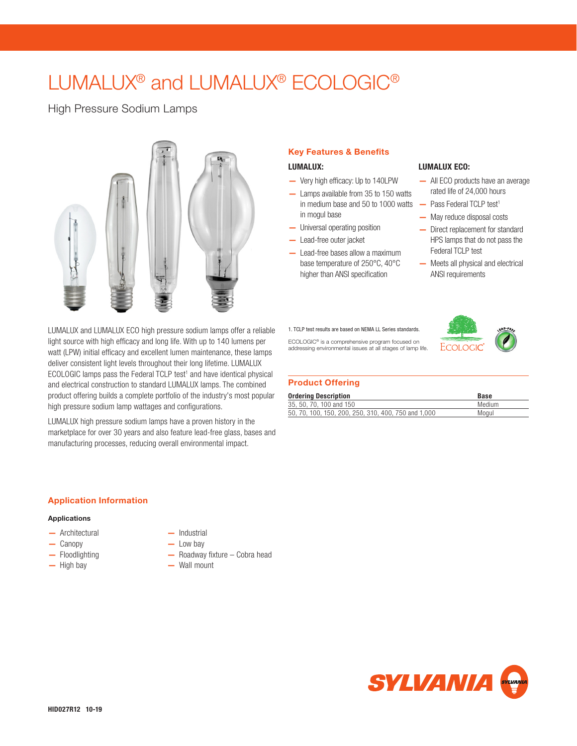# LUMALUX® and LUMALUX® ECOLOGIC®

High Pressure Sodium Lamps

LUMALUX and LUMALUX ECO high pressure sodium lamps offer a reliable light source with high efficacy and long life. With up to 140 lumens per watt (LPW) initial efficacy and excellent lumen maintenance, these lamps deliver consistent light levels throughout their long lifetime. LUMALUX ECOLOGIC lamps pass the Federal TCLP test[1] and have identical physical and electrical construction to standard LUMALUX lamps. The combined product offering builds a complete portfolio of the industry's most popular high pressure sodium lamp wattages and configurations.

LUMALUX high pressure sodium lamps have a proven history in the marketplace for over 30 years and also feature lead-free glass, bases and manufacturing processes, reducing overall environmental impact.

## Key Features & Benefits

**LUMALUX:**

- Very high efficacy: Up to 140LPW
- Lamps available from 35 to 150 watts in medium base and 50 to 1000 watts in mogul base
- Universal operating position
- Lead-free outer jacket
- Lead-free bases allow a maximum base temperature of 250°C, 40°C higher than ANSI specification

**LUMALUX ECO:**

- All ECO products have an average rated life of 24,000 hours
- Pass Federal TCLP test[1]
- May reduce disposal costs
- Direct replacement for standard HPS lamps that do not pass the Federal TCLP test
- Meets all physical and electrical ANSI requirements

1. TCLP test results are based on NEMA LL Series standards.

ECOLOGIC® is a comprehensive program focused on addressing environmental issues at all stages of lamp life.

## Product Offering

| Ordering Description | Base |
|---|---|
| 35, 50, 70, 100 and 150 | Medium |
| 50, 70, 100, 150, 200, 250, 310, 400, 750 and 1,000 | Mogul |

## Application Information

**Applications**

- Architectural
- Canopy
- Floodlighting
- High bay
- Industrial
- Low bay
- Roadway fixture – Cobra head
- Wall mount

HID027R12 10-19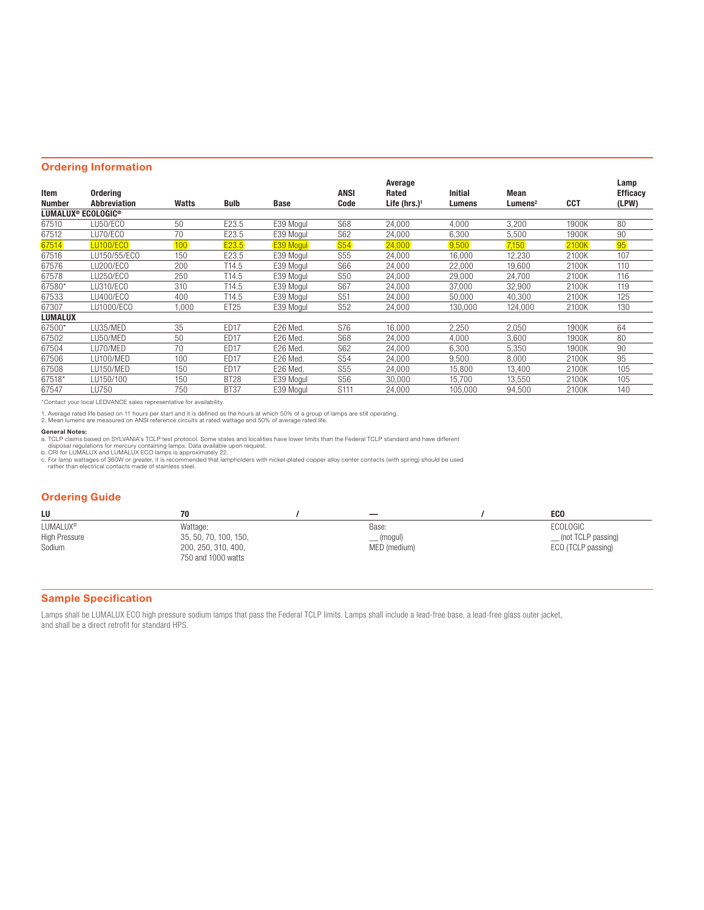## Ordering Information

| Item Number | Ordering Abbreviation | Watts | Bulb | Base | ANSI Code | Average Rated Life (hrs.)[1] | Initial Lumens | Mean Lumens[2] | CCT | Lamp Efficacy (LPW) |
|---|---|---|---|---|---|---|---|---|---|---|
| **LUMALUX® ECOLOGIC®** | | | | | | | | | | |
| 67510 | LU50/ECO | 50 | E23.5 | E39 Mogul | S68 | 24,000 | 4,000 | 3,200 | 1900K | 80 |
| 67512 | LU70/ECO | 70 | E23.5 | E39 Mogul | S62 | 24,000 | 6,300 | 5,500 | 1900K | 90 |
| 67514 | LU100/ECO | 100 | E23.5 | E39 Mogul | S54 | 24,000 | 9,500 | 7,150 | 2100K | 95 |
| 67516 | LU150/55/ECO | 150 | E23.5 | E39 Mogul | S55 | 24,000 | 16,000 | 12,230 | 2100K | 107 |
| 67576 | LU200/ECO | 200 | T14.5 | E39 Mogul | S66 | 24,000 | 22,000 | 19,600 | 2100K | 110 |
| 67578 | LU250/ECO | 250 | T14.5 | E39 Mogul | S50 | 24,000 | 29,000 | 24,700 | 2100K | 116 |
| 67580* | LU310/ECO | 310 | T14.5 | E39 Mogul | S67 | 24,000 | 37,000 | 32,900 | 2100K | 119 |
| 67533 | LU400/ECO | 400 | T14.5 | E39 Mogul | S51 | 24,000 | 50,000 | 40,300 | 2100K | 125 |
| 67307 | LU1000/ECO | 1,000 | ET25 | E39 Mogul | S52 | 24,000 | 130,000 | 124,000 | 2100K | 130 |
| **LUMALUX** | | | | | | | | | | |
| 67500* | LU35/MED | 35 | ED17 | E26 Med. | S76 | 16,000 | 2,250 | 2,050 | 1900K | 64 |
| 67502 | LU50/MED | 50 | ED17 | E26 Med. | S68 | 24,000 | 4,000 | 3,600 | 1900K | 80 |
| 67504 | LU70/MED | 70 | ED17 | E26 Med. | S62 | 24,000 | 6,300 | 5,350 | 1900K | 90 |
| 67506 | LU100/MED | 100 | ED17 | E26 Med. | S54 | 24,000 | 9,500 | 8,000 | 2100K | 95 |
| 67508 | LU150/MED | 150 | ED17 | E26 Med. | S55 | 24,000 | 15,800 | 13,400 | 2100K | 105 |
| 67518* | LU150/100 | 150 | BT28 | E39 Mogul | S56 | 30,000 | 15,700 | 13,550 | 2100K | 105 |
| 67547 | LU750 | 750 | BT37 | E39 Mogul | S111 | 24,000 | 105,000 | 94,500 | 2100K | 140 |

*Contact your local LEDVANCE sales representative for availability.

1. Average rated life based on 11 hours per start and it is defined as the hours at which 50% of a group of lamps are still operating.
2. Mean lumens are measured on ANSI reference circuits at rated wattage and 50% of average rated life.

**General Notes:**
a. TCLP claims based on SYLVANIA's TCLP test protocol. Some states and localities have lower limits than the Federal TCLP standard and have different disposal regulations for mercury containing lamps. Data available upon request.
b. CRI for LUMALUX and LUMALUX ECO lamps is approximately 22.
c. For lamp wattages of 360W or greater, it is recommended that lampholders with nickel-plated copper alloy center contacts (with spring) should be used rather than electrical contacts made of stainless steel.

## Ordering Guide

| LU | 70 | / | — | / | ECO |
|---|---|---|---|---|---|
| LUMALUX® High Pressure Sodium | Wattage: 35, 50, 70, 100, 150, 200, 250, 310, 400, 750 and 1000 watts | | Base: __ (mogul) MED (medium) | | ECOLOGIC __ (not TCLP passing) ECO (TCLP passing) |

## Sample Specification

Lamps shall be LUMALUX ECO high pressure sodium lamps that pass the Federal TCLP limits. Lamps shall include a lead-free base, a lead-free glass outer jacket, and shall be a direct retrofit for standard HPS.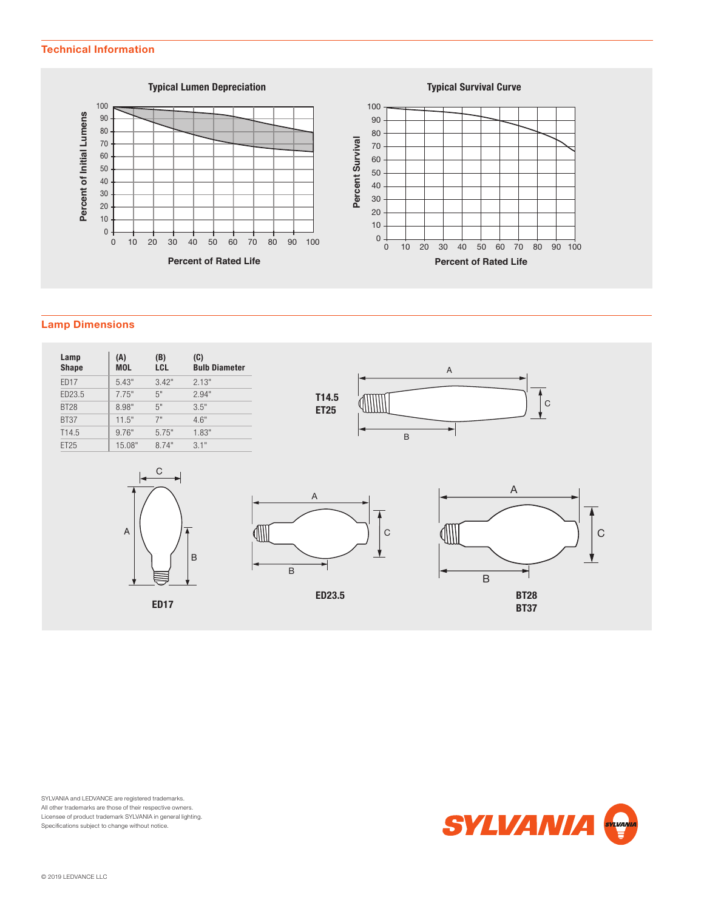## Technical Information

**Typical Lumen Depreciation**

Percent of Initial Lumens

100
90
80
70
60
50
40
30
20
10
0

0 10 20 30 40 50 60 70 80 90 100

Percent of Rated Life

**Typical Survival Curve**

Percent Survival

100
90
80
70
60
50
40
30
20
10
0

0 10 20 30 40 50 60 70 80 90 100

Percent of Rated Life

## Lamp Dimensions

| Lamp Shape | (A) MOL | (B) LCL | (C) Bulb Diameter |
|---|---|---|---|
| ED17 | 5.43" | 3.42" | 2.13" |
| ED23.5 | 7.75" | 5" | 2.94" |
| BT28 | 8.98" | 5" | 3.5" |
| BT37 | 11.5" | 7" | 4.6" |
| T14.5 | 9.76" | 5.75" | 1.83" |
| ET25 | 15.08" | 8.74" | 3.1" |

**T14.5**
**ET25**

A
B
C

**ED17**

A
B
C

**ED23.5**

A
B
C

**BT28**
**BT37**

A
B
C

SYLVANIA and LEDVANCE are registered trademarks.
All other trademarks are those of their respective owners.
Licensee of product trademark SYLVANIA in general lighting.
Specifications subject to change without notice.

SYLVANIA

© 2019 LEDVANCE LLC